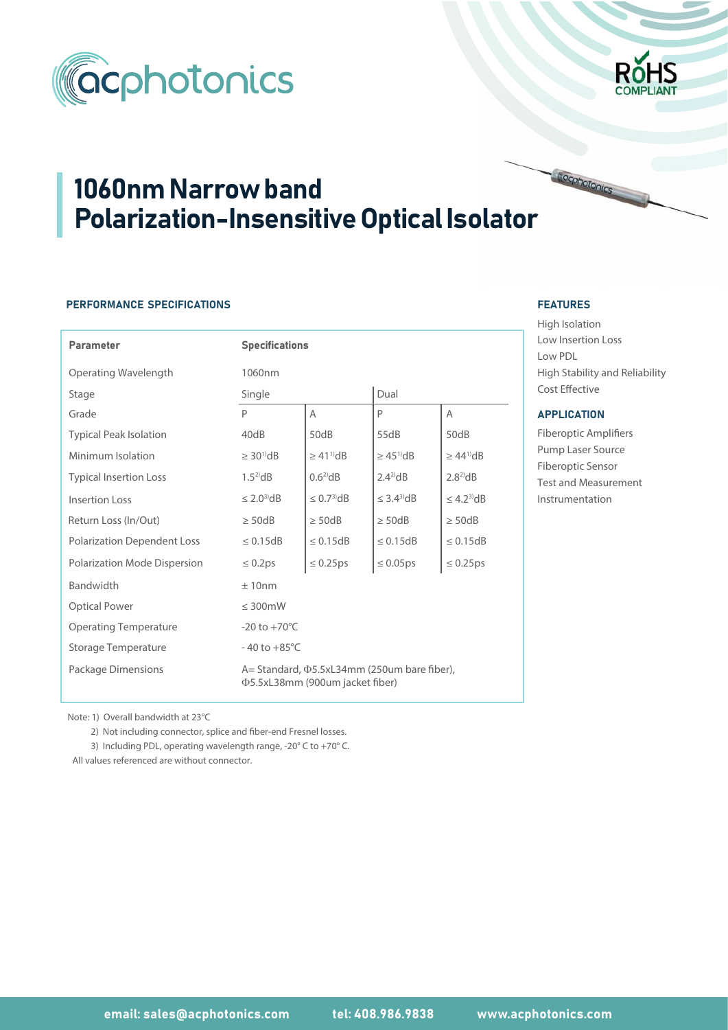# 1060nm Narrow band Polarization-Insensitive Optical Isolator

## PERFORMANCE SPECIFICATIONS

| Parameter | Specifications | | | |
|---|---|---|---|---|
| Operating Wavelength | 1060nm | | | |
| Stage | Single | | Dual | |
| Grade | P | A | P | A |
| Typical Peak Isolation | 40dB | 50dB | 55dB | 50dB |
| Minimum Isolation | ≥ 30[1]dB | ≥ 41[1]dB | ≥ 45[1]dB | ≥ 44[1]dB |
| Typical Insertion Loss | 1.5[2]dB | 0.6[2]dB | 2.4[2]dB | 2.8[2]dB |
| Insertion Loss | ≤ 2.0[3]dB | ≤ 0.7[3]dB | ≤ 3.4[3]dB | ≤ 4.2[3]dB |
| Return Loss (In/Out) | ≥ 50dB | ≥ 50dB | ≥ 50dB | ≥ 50dB |
| Polarization Dependent Loss | ≤ 0.15dB | ≤ 0.15dB | ≤ 0.15dB | ≤ 0.15dB |
| Polarization Mode Dispersion | ≤ 0.2ps | ≤ 0.25ps | ≤ 0.05ps | ≤ 0.25ps |
| Bandwidth | ± 10nm | | | |
| Optical Power | ≤ 300mW | | | |
| Operating Temperature | -20 to +70°C | | | |
| Storage Temperature | - 40 to +85°C | | | |
| Package Dimensions | A= Standard, Φ5.5xL34mm (250um bare fiber), Φ5.5xL38mm (900um jacket fiber) | | | |

Note: 1) Overall bandwidth at 23°C

2) Not including connector, splice and fiber-end Fresnel losses.

3) Including PDL, operating wavelength range, -20° C to +70° C.

All values referenced are without connector.

## FEATURES

- High Isolation
- Low Insertion Loss
- Low PDL
- High Stability and Reliability
- Cost Effective

## APPLICATION

- Fiberoptic Amplifiers
- Pump Laser Source
- Fiberoptic Sensor
- Test and Measurement
- Instrumentation

email: sales@acphotonics.com tel: 408.986.9838 www.acphotonics.com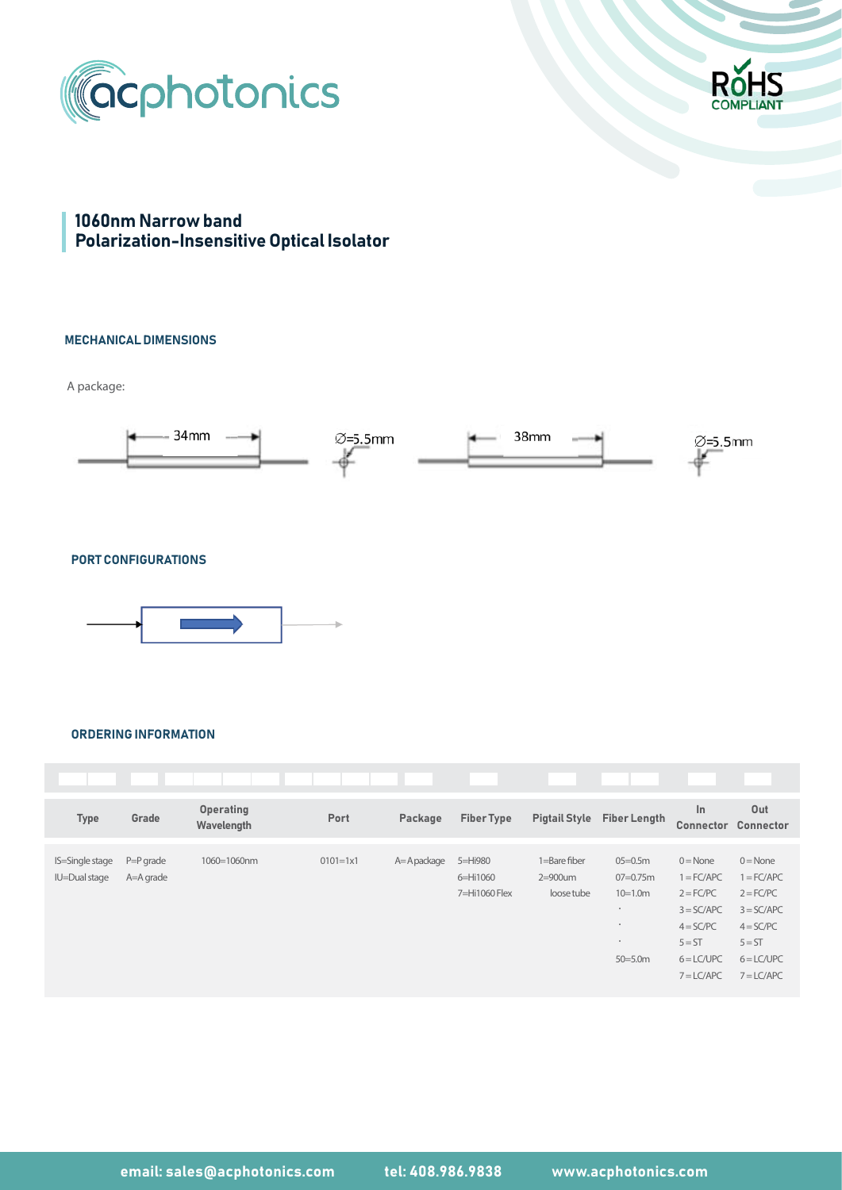## 1060nm Narrow band
## Polarization-Insensitive Optical Isolator

### MECHANICAL DIMENSIONS

A package:

34mm

∅=5.5mm

38mm

∅=5.5mm

### PORT CONFIGURATIONS

### ORDERING INFORMATION

| Type | Grade | Operating Wavelength | Port | Package | Fiber Type | Pigtail Style | Fiber Length | In Connector | Out Connector |
|---|---|---|---|---|---|---|---|---|---|
| IS=Single stage<br>IU=Dual stage | P=P grade<br>A=A grade | 1060=1060nm | 0101=1x1 | A=A package | 5=Hi980<br>6=Hi1060<br>7=Hi1060 Flex | 1=Bare fiber<br>2=900um loose tube | 05=0.5m<br>07=0.75m<br>10=1.0m<br>·<br>·<br>·<br>50=5.0m | 0=None<br>1=FC/APC<br>2=FC/PC<br>3=SC/APC<br>4=SC/PC<br>5=ST<br>6=LC/UPC<br>7=LC/APC | 0=None<br>1=FC/APC<br>2=FC/PC<br>3=SC/APC<br>4=SC/PC<br>5=ST<br>6=LC/UPC<br>7=LC/APC |

email: sales@acphotonics.com tel: 408.986.9838 www.acphotonics.com